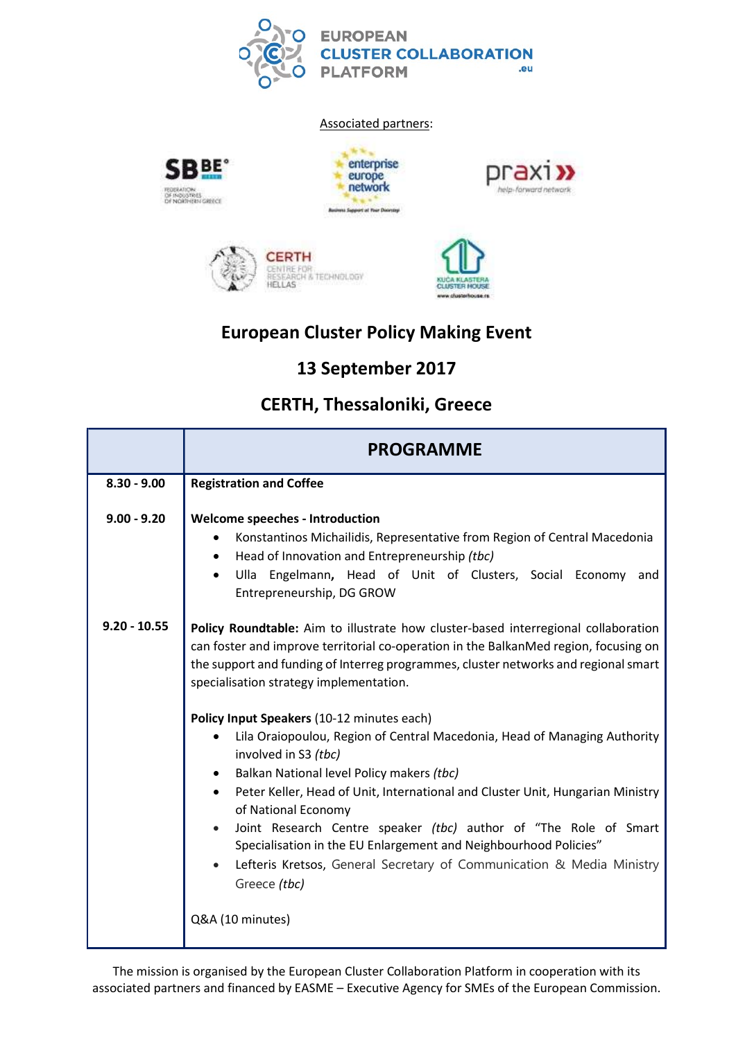EUROPEAN CLUSTER COLLABORATION PLATFORM .eu

Associated partners:

# European Cluster Policy Making Event

## 13 September 2017

## CERTH, Thessaloniki, Greece

| | PROGRAMME |
|---|---|
| **8.30 - 9.00** | **Registration and Coffee** |
| **9.00 - 9.20** | **Welcome speeches - Introduction**<br>• Konstantinos Michailidis, Representative from Region of Central Macedonia<br>• Head of Innovation and Entrepreneurship *(tbc)*<br>• Ulla Engelmann**,** Head of Unit of Clusters, Social Economy and Entrepreneurship, DG GROW |
| **9.20 - 10.55** | **Policy Roundtable:** Aim to illustrate how cluster-based interregional collaboration can foster and improve territorial co-operation in the BalkanMed region, focusing on the support and funding of Interreg programmes, cluster networks and regional smart specialisation strategy implementation.<br><br>**Policy Input Speakers** (10-12 minutes each)<br>• Lila Oraiopoulou, Region of Central Macedonia, Head of Managing Authority involved in S3 *(tbc)*<br>• Balkan National level Policy makers *(tbc)*<br>• Peter Keller, Head of Unit, International and Cluster Unit, Hungarian Ministry of National Economy<br>• Joint Research Centre speaker *(tbc)* author of "The Role of Smart Specialisation in the EU Enlargement and Neighbourhood Policies"<br>• Lefteris Kretsos, General Secretary of Communication & Media Ministry Greece *(tbc)*<br><br>Q&A (10 minutes) |

The mission is organised by the European Cluster Collaboration Platform in cooperation with its associated partners and financed by EASME – Executive Agency for SMEs of the European Commission.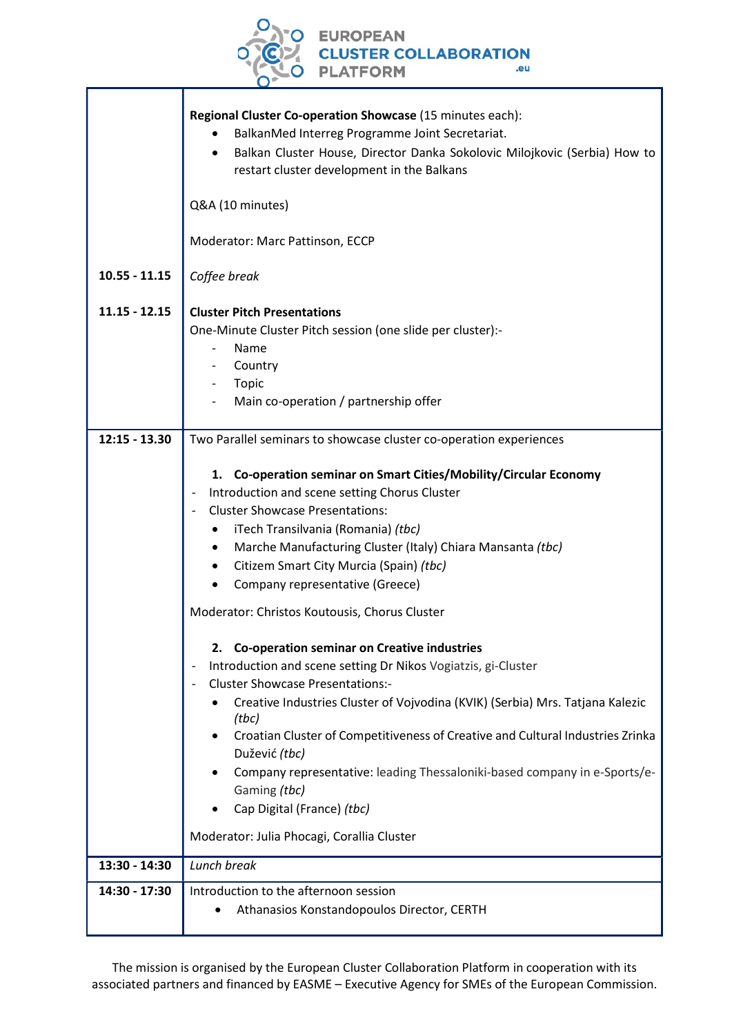| | |
|---|---|
| | **Regional Cluster Co-operation Showcase** (15 minutes each):<br>• BalkanMed Interreg Programme Joint Secretariat.<br>• Balkan Cluster House, Director Danka Sokolovic Milojkovic (Serbia) How to restart cluster development in the Balkans<br><br>Q&A (10 minutes)<br><br>Moderator: Marc Pattinson, ECCP |
| **10.55 - 11.15** | *Coffee break* |
| **11.15 - 12.15** | **Cluster Pitch Presentations**<br>One-Minute Cluster Pitch session (one slide per cluster):-<br>- Name<br>- Country<br>- Topic<br>- Main co-operation / partnership offer |
| **12:15 - 13.30** | Two Parallel seminars to showcase cluster co-operation experiences<br><br>**1. Co-operation seminar on Smart Cities/Mobility/Circular Economy**<br>- Introduction and scene setting Chorus Cluster<br>- Cluster Showcase Presentations:<br>• iTech Transilvania (Romania) *(tbc)*<br>• Marche Manufacturing Cluster (Italy) Chiara Mansanta *(tbc)*<br>• Citizem Smart City Murcia (Spain) *(tbc)*<br>• Company representative (Greece)<br><br>Moderator: Christos Koutousis, Chorus Cluster<br><br>**2. Co-operation seminar on Creative industries**<br>- Introduction and scene setting Dr Nikos Vogiatzis, gi-Cluster<br>- Cluster Showcase Presentations:-<br>• Creative Industries Cluster of Vojvodina (KVIK) (Serbia) Mrs. Tatjana Kalezic *(tbc)*<br>• Croatian Cluster of Competitiveness of Creative and Cultural Industries Zrinka Dužević *(tbc)*<br>• Company representative: leading Thessaloniki-based company in e-Sports/e-Gaming *(tbc)*<br>• Cap Digital (France) *(tbc)*<br><br>Moderator: Julia Phocagi, Corallia Cluster |
| **13:30 - 14:30** | *Lunch break* |
| **14:30 - 17:30** | Introduction to the afternoon session<br>• Athanasios Konstandopoulos Director, CERTH |

The mission is organised by the European Cluster Collaboration Platform in cooperation with its associated partners and financed by EASME – Executive Agency for SMEs of the European Commission.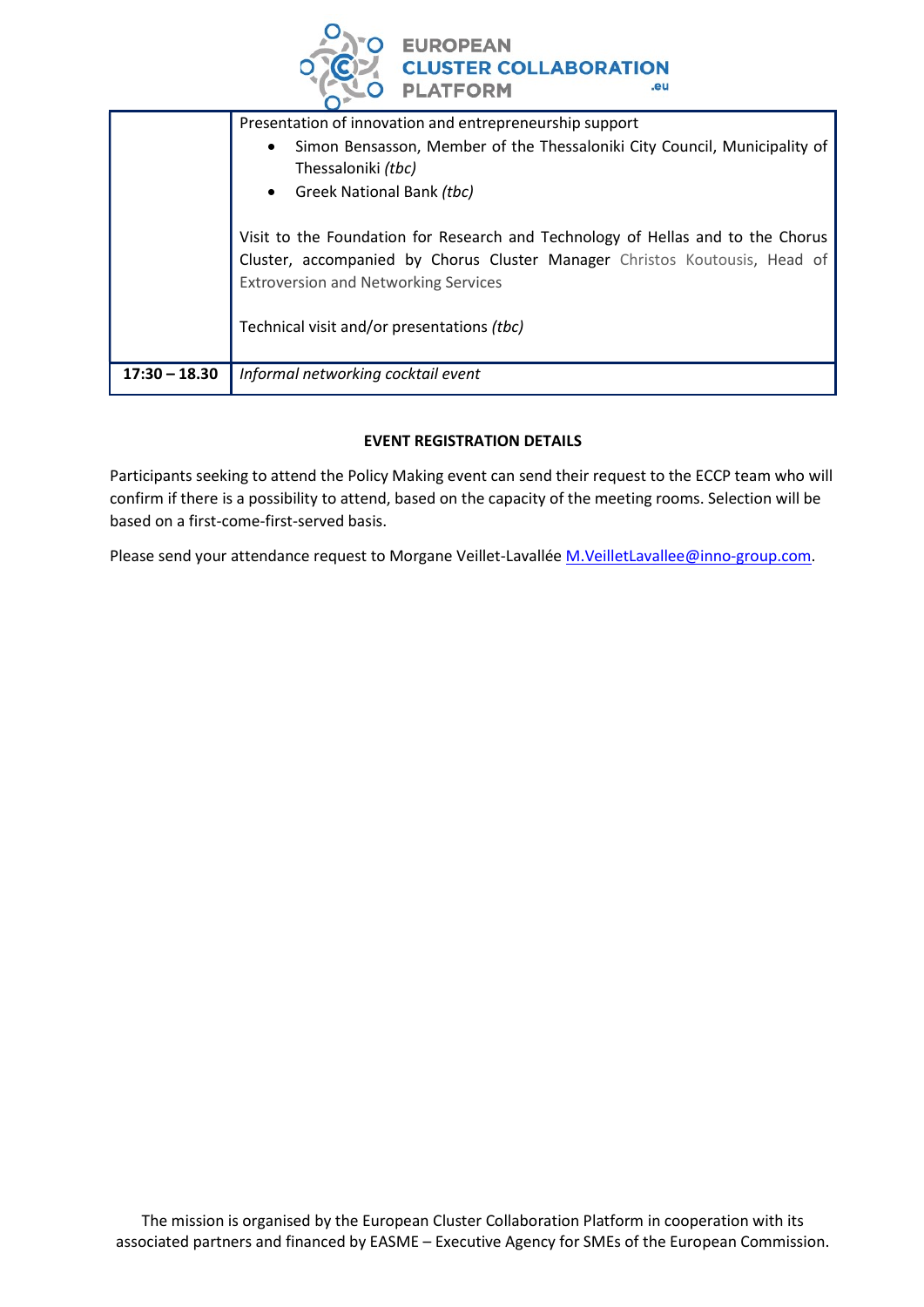| | |
|---|---|
| | Presentation of innovation and entrepreneurship support<br>• Simon Bensasson, Member of the Thessaloniki City Council, Municipality of Thessaloniki *(tbc)*<br>• Greek National Bank *(tbc)*<br><br>Visit to the Foundation for Research and Technology of Hellas and to the Chorus Cluster, accompanied by Chorus Cluster Manager Christos Koutousis, Head of Extroversion and Networking Services<br><br>Technical visit and/or presentations *(tbc)* |
| **17:30 – 18.30** | *Informal networking cocktail event* |

**EVENT REGISTRATION DETAILS**

Participants seeking to attend the Policy Making event can send their request to the ECCP team who will confirm if there is a possibility to attend, based on the capacity of the meeting rooms. Selection will be based on a first-come-first-served basis.

Please send your attendance request to Morgane Veillet-Lavallée M.VeilletLavallee@inno-group.com.

The mission is organised by the European Cluster Collaboration Platform in cooperation with its associated partners and financed by EASME – Executive Agency for SMEs of the European Commission.